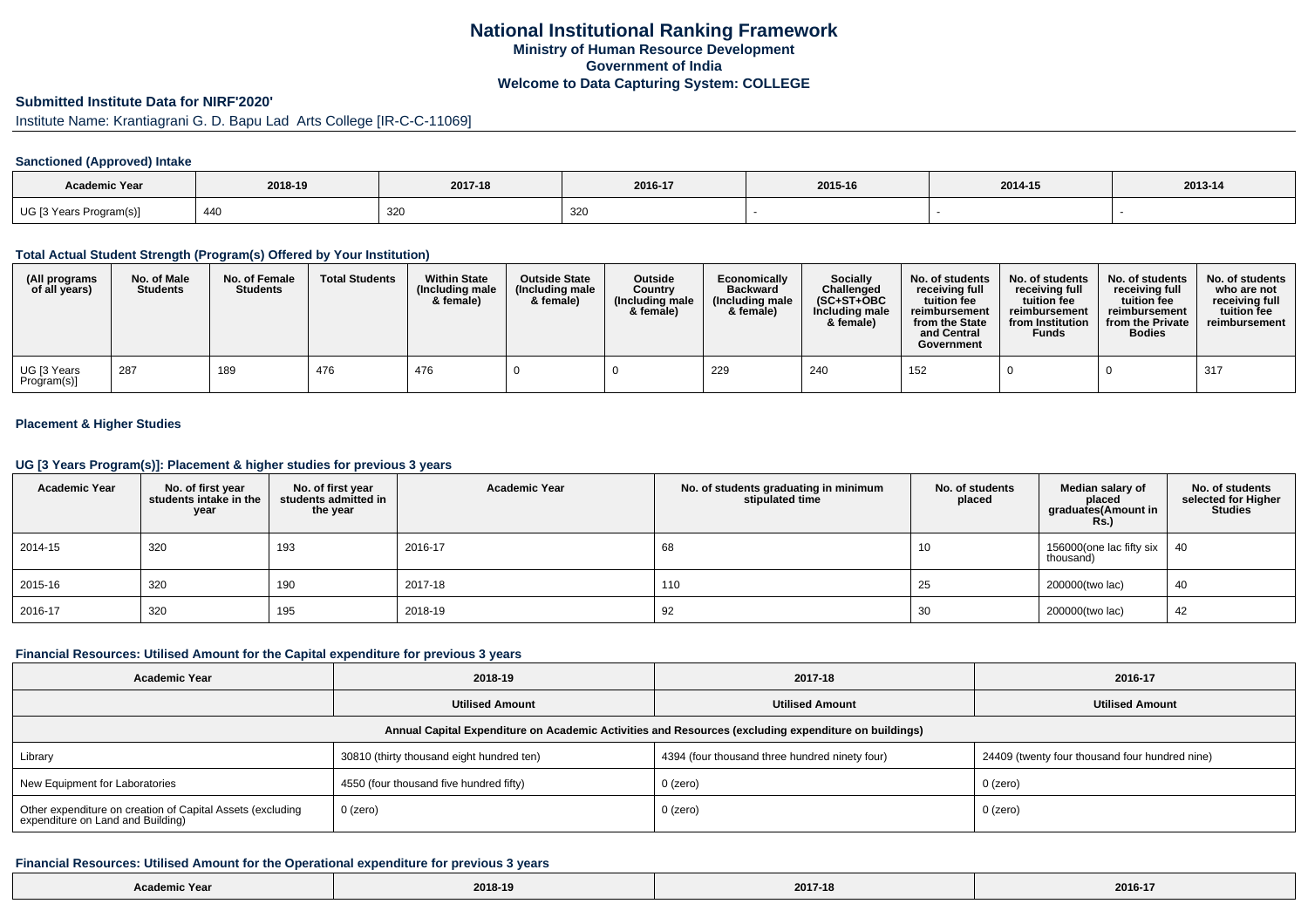# National Institutional Ranking Framework

**Ministry of Human Resource Development**

**Government of India**

**Welcome to Data Capturing System: COLLEGE**

## Submitted Institute Data for NIRF'2020'

Institute Name: Krantiagrani G. D. Bapu Lad Arts College [IR-C-C-11069]

### Sanctioned (Approved) Intake

| Academic Year | 2018-19 | 2017-18 | 2016-17 | 2015-16 | 2014-15 | 2013-14 |
|---|---|---|---|---|---|---|
| UG [3 Years Program(s)] | 440 | 320 | 320 | - | - | - |

### Total Actual Student Strength (Program(s) Offered by Your Institution)

| (All programs of all years) | No. of Male Students | No. of Female Students | Total Students | Within State (Including male & female) | Outside State (Including male & female) | Outside Country (Including male & female) | Economically Backward (Including male & female) | Socially Challenged (SC+ST+OBC Including male & female) | No. of students receiving full tuition fee reimbursement from the State and Central Government | No. of students receiving full tuition fee reimbursement from Institution Funds | No. of students receiving full tuition fee reimbursement from the Private Bodies | No. of students who are not receiving full tuition fee reimbursement |
|---|---|---|---|---|---|---|---|---|---|---|---|---|
| UG [3 Years Program(s)] | 287 | 189 | 476 | 476 | 0 | 0 | 229 | 240 | 152 | 0 | 0 | 317 |

### Placement & Higher Studies

### UG [3 Years Program(s)]: Placement & higher studies for previous 3 years

| Academic Year | No. of first year students intake in the year | No. of first year students admitted in the year | Academic Year | No. of students graduating in minimum stipulated time | No. of students placed | Median salary of placed graduates(Amount in Rs.) | No. of students selected for Higher Studies |
|---|---|---|---|---|---|---|---|
| 2014-15 | 320 | 193 | 2016-17 | 68 | 10 | 156000(one lac fifty six thousand) | 40 |
| 2015-16 | 320 | 190 | 2017-18 | 110 | 25 | 200000(two lac) | 40 |
| 2016-17 | 320 | 195 | 2018-19 | 92 | 30 | 200000(two lac) | 42 |

### Financial Resources: Utilised Amount for the Capital expenditure for previous 3 years

| Academic Year | 2018-19 | 2017-18 | 2016-17 |
|---|---|---|---|
| | **Utilised Amount** | **Utilised Amount** | **Utilised Amount** |
| **Annual Capital Expenditure on Academic Activities and Resources (excluding expenditure on buildings)** | | | |
| Library | 30810 (thirty thousand eight hundred ten) | 4394 (four thousand three hundred ninety four) | 24409 (twenty four thousand four hundred nine) |
| New Equipment for Laboratories | 4550 (four thousand five hundred fifty) | 0 (zero) | 0 (zero) |
| Other expenditure on creation of Capital Assets (excluding expenditure on Land and Building) | 0 (zero) | 0 (zero) | 0 (zero) |

### Financial Resources: Utilised Amount for the Operational expenditure for previous 3 years

| Academic Year | 2018-19 | 2017-18 | 2016-17 |
|---|---|---|---|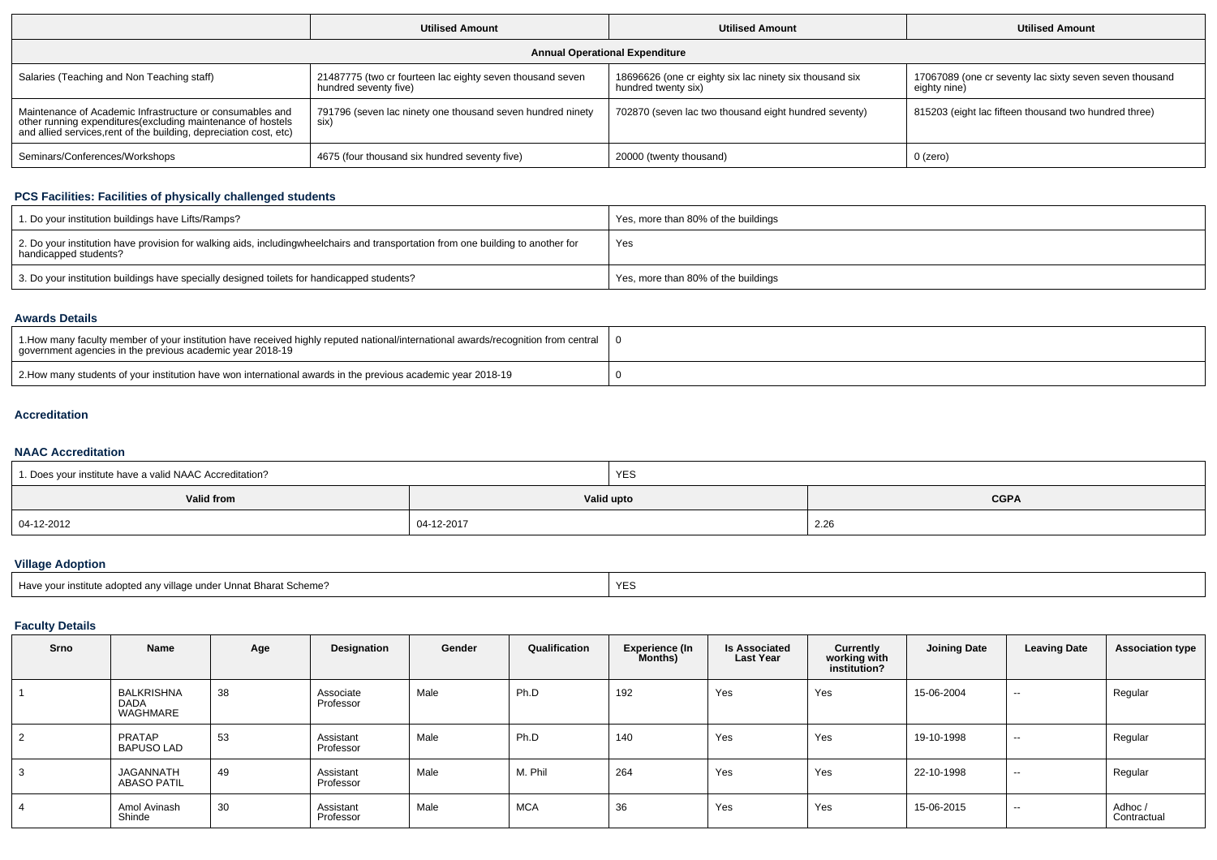| | Utilised Amount | Utilised Amount | Utilised Amount |
|---|---|---|---|
| **Annual Operational Expenditure** | | | |
| Salaries (Teaching and Non Teaching staff) | 21487775 (two cr fourteen lac eighty seven thousand seven hundred seventy five) | 18696626 (one cr eighty six lac ninety six thousand six hundred twenty six) | 17067089 (one cr seventy lac sixty seven thousand eighty nine) |
| Maintenance of Academic Infrastructure or consumables and other running expenditures(excluding maintenance of hostels and allied services,rent of the building, depreciation cost, etc) | 791796 (seven lac ninety one thousand seven hundred ninety six) | 702870 (seven lac two thousand eight hundred seventy) | 815203 (eight lac fifteen thousand two hundred three) |
| Seminars/Conferences/Workshops | 4675 (four thousand six hundred seventy five) | 20000 (twenty thousand) | 0 (zero) |

## PCS Facilities: Facilities of physically challenged students

| | |
|---|---|
| 1. Do your institution buildings have Lifts/Ramps? | Yes, more than 80% of the buildings |
| 2. Do your institution have provision for walking aids, includingwheelchairs and transportation from one building to another for handicapped students? | Yes |
| 3. Do your institution buildings have specially designed toilets for handicapped students? | Yes, more than 80% of the buildings |

## Awards Details

| | |
|---|---|
| 1.How many faculty member of your institution have received highly reputed national/international awards/recognition from central government agencies in the previous academic year 2018-19 | 0 |
| 2.How many students of your institution have won international awards in the previous academic year 2018-19 | 0 |

## Accreditation

## NAAC Accreditation

| 1. Does your institute have a valid NAAC Accreditation? | YES | |
|---|---|---|
| **Valid from** | **Valid upto** | **CGPA** |
| 04-12-2012 | 04-12-2017 | 2.26 |

## Village Adoption

| | |
|---|---|
| Have your institute adopted any village under Unnat Bharat Scheme? | YES |

## Faculty Details

| Srno | Name | Age | Designation | Gender | Qualification | Experience (In Months) | Is Associated Last Year | Currently working with institution? | Joining Date | Leaving Date | Association type |
|---|---|---|---|---|---|---|---|---|---|---|---|
| 1 | BALKRISHNA DADA WAGHMARE | 38 | Associate Professor | Male | Ph.D | 192 | Yes | Yes | 15-06-2004 | -- | Regular |
| 2 | PRATAP BAPUSO LAD | 53 | Assistant Professor | Male | Ph.D | 140 | Yes | Yes | 19-10-1998 | -- | Regular |
| 3 | JAGANNATH ABASO PATIL | 49 | Assistant Professor | Male | M. Phil | 264 | Yes | Yes | 22-10-1998 | -- | Regular |
| 4 | Amol Avinash Shinde | 30 | Assistant Professor | Male | MCA | 36 | Yes | Yes | 15-06-2015 | -- | Adhoc / Contractual |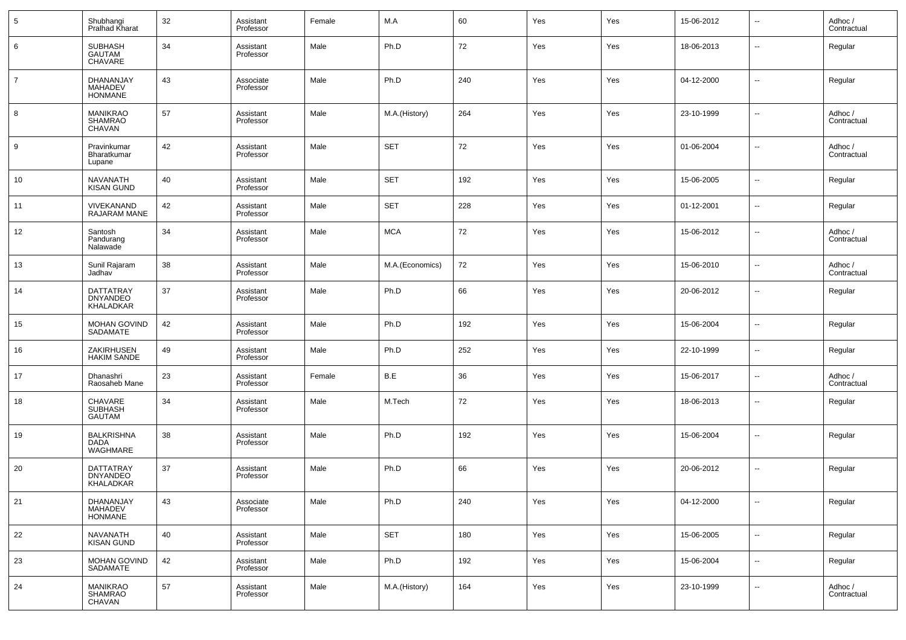| 5 | Shubhangi Pralhad Kharat | 32 | Assistant Professor | Female | M.A | 60 | Yes | Yes | 15-06-2012 | -- | Adhoc / Contractual |
|---|---|---|---|---|---|---|---|---|---|---|---|
| 6 | SUBHASH GAUTAM CHAVARE | 34 | Assistant Professor | Male | Ph.D | 72 | Yes | Yes | 18-06-2013 | -- | Regular |
| 7 | DHANANJAY MAHADEV HONMANE | 43 | Associate Professor | Male | Ph.D | 240 | Yes | Yes | 04-12-2000 | -- | Regular |
| 8 | MANIKRAO SHAMRAO CHAVAN | 57 | Assistant Professor | Male | M.A.(History) | 264 | Yes | Yes | 23-10-1999 | -- | Adhoc / Contractual |
| 9 | Pravinkumar Bharatkumar Lupane | 42 | Assistant Professor | Male | SET | 72 | Yes | Yes | 01-06-2004 | -- | Adhoc / Contractual |
| 10 | NAVANATH KISAN GUND | 40 | Assistant Professor | Male | SET | 192 | Yes | Yes | 15-06-2005 | -- | Regular |
| 11 | VIVEKANAND RAJARAM MANE | 42 | Assistant Professor | Male | SET | 228 | Yes | Yes | 01-12-2001 | -- | Regular |
| 12 | Santosh Pandurang Nalawade | 34 | Assistant Professor | Male | MCA | 72 | Yes | Yes | 15-06-2012 | -- | Adhoc / Contractual |
| 13 | Sunil Rajaram Jadhav | 38 | Assistant Professor | Male | M.A.(Economics) | 72 | Yes | Yes | 15-06-2010 | -- | Adhoc / Contractual |
| 14 | DATTATRAY DNYANDEO KHALADKAR | 37 | Assistant Professor | Male | Ph.D | 66 | Yes | Yes | 20-06-2012 | -- | Regular |
| 15 | MOHAN GOVIND SADAMATE | 42 | Assistant Professor | Male | Ph.D | 192 | Yes | Yes | 15-06-2004 | -- | Regular |
| 16 | ZAKIRHUSEN HAKIM SANDE | 49 | Assistant Professor | Male | Ph.D | 252 | Yes | Yes | 22-10-1999 | -- | Regular |
| 17 | Dhanashri Raosaheb Mane | 23 | Assistant Professor | Female | B.E | 36 | Yes | Yes | 15-06-2017 | -- | Adhoc / Contractual |
| 18 | CHAVARE SUBHASH GAUTAM | 34 | Assistant Professor | Male | M.Tech | 72 | Yes | Yes | 18-06-2013 | -- | Regular |
| 19 | BALKRISHNA DADA WAGHMARE | 38 | Assistant Professor | Male | Ph.D | 192 | Yes | Yes | 15-06-2004 | -- | Regular |
| 20 | DATTATRAY DNYANDEO KHALADKAR | 37 | Assistant Professor | Male | Ph.D | 66 | Yes | Yes | 20-06-2012 | -- | Regular |
| 21 | DHANANJAY MAHADEV HONMANE | 43 | Associate Professor | Male | Ph.D | 240 | Yes | Yes | 04-12-2000 | -- | Regular |
| 22 | NAVANATH KISAN GUND | 40 | Assistant Professor | Male | SET | 180 | Yes | Yes | 15-06-2005 | -- | Regular |
| 23 | MOHAN GOVIND SADAMATE | 42 | Assistant Professor | Male | Ph.D | 192 | Yes | Yes | 15-06-2004 | -- | Regular |
| 24 | MANIKRAO SHAMRAO CHAVAN | 57 | Assistant Professor | Male | M.A.(History) | 164 | Yes | Yes | 23-10-1999 | -- | Adhoc / Contractual |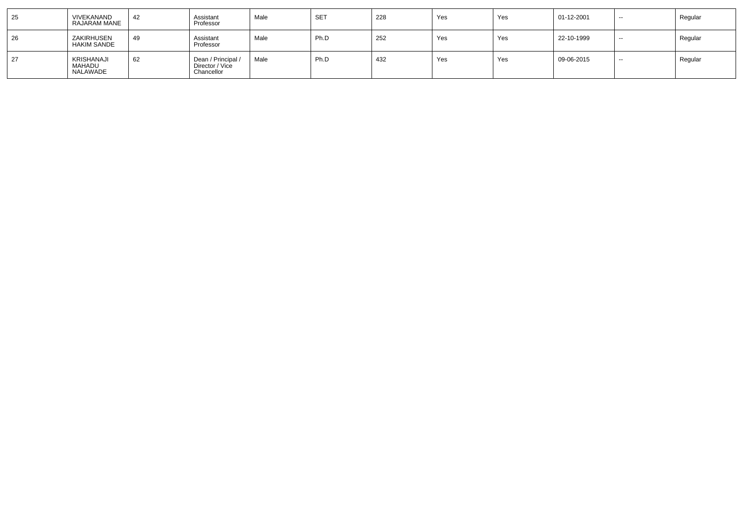| | | | | | | | | | | | |
|---|---|---|---|---|---|---|---|---|---|---|---|
| 25 | VIVEKANAND RAJARAM MANE | 42 | Assistant Professor | Male | SET | 228 | Yes | Yes | 01-12-2001 | -- | Regular |
| 26 | ZAKIRHUSEN HAKIM SANDE | 49 | Assistant Professor | Male | Ph.D | 252 | Yes | Yes | 22-10-1999 | -- | Regular |
| 27 | KRISHANAJI MAHADU NALAWADE | 62 | Dean / Principal / Director / Vice Chancellor | Male | Ph.D | 432 | Yes | Yes | 09-06-2015 | -- | Regular |